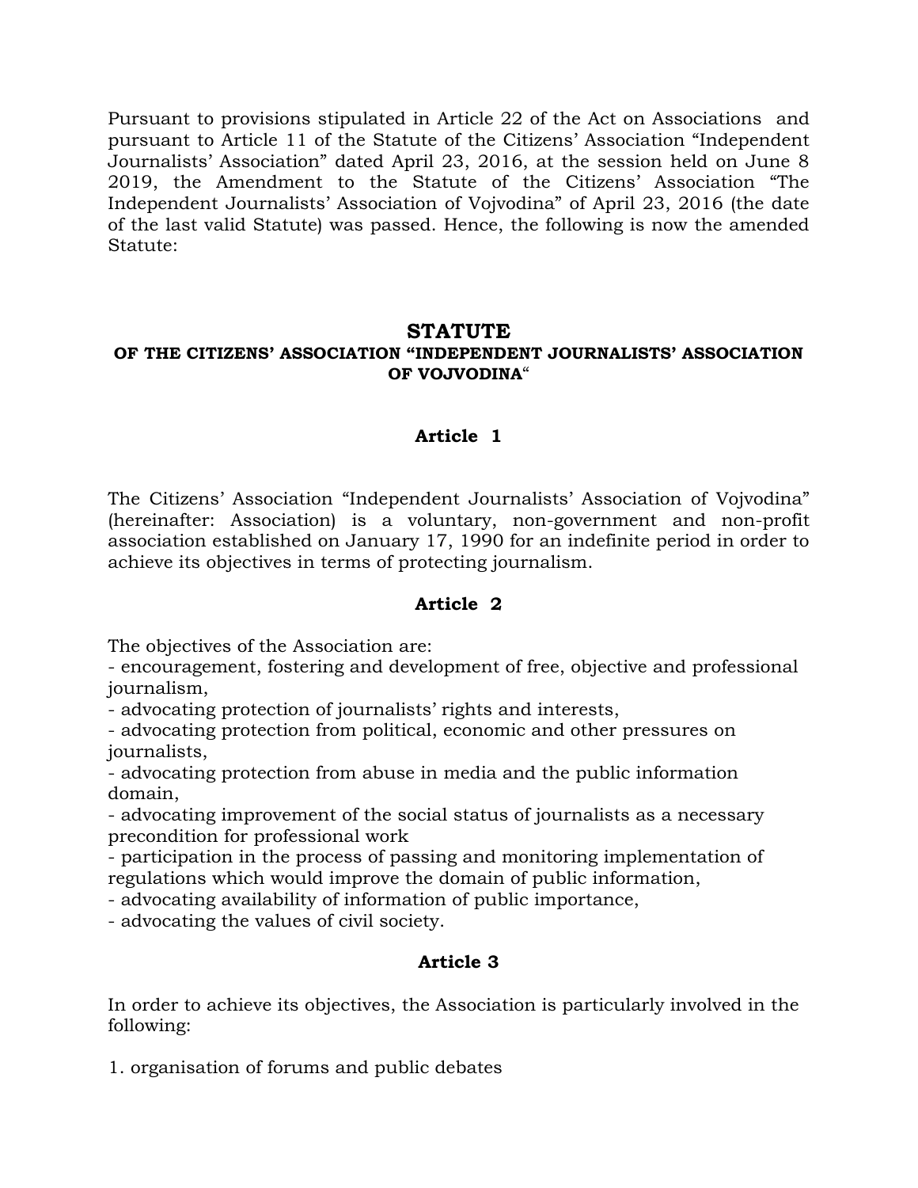Pursuant to provisions stipulated in Article 22 of the Act on Associations and pursuant to Article 11 of the Statute of the Citizens' Association "Independent Journalists' Association" dated April 23, 2016, at the session held on June 8 2019, the Amendment to the Statute of the Citizens' Association "The Independent Journalists' Association of Vojvodina" of April 23, 2016 (the date of the last valid Statute) was passed. Hence, the following is now the amended Statute:

# STATUTE

## OF THE CITIZENS' ASSOCIATION "INDEPENDENT JOURNALISTS' ASSOCIATION OF VOJVODINA"

### Article 1

The Citizens' Association "Independent Journalists' Association of Vojvodina" (hereinafter: Association) is a voluntary, non-government and non-profit association established on January 17, 1990 for an indefinite period in order to achieve its objectives in terms of protecting journalism.

### Article 2

The objectives of the Association are:

- encouragement, fostering and development of free, objective and professional journalism,
- advocating protection of journalists' rights and interests,
- advocating protection from political, economic and other pressures on journalists,
- advocating protection from abuse in media and the public information domain,
- advocating improvement of the social status of journalists as a necessary precondition for professional work
- participation in the process of passing and monitoring implementation of regulations which would improve the domain of public information,
- advocating availability of information of public importance,
- advocating the values of civil society.

### Article 3

In order to achieve its objectives, the Association is particularly involved in the following:

1. organisation of forums and public debates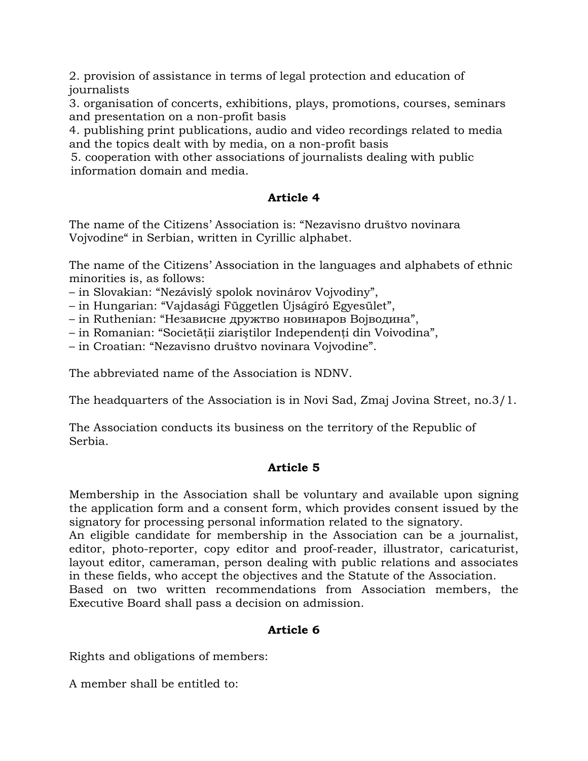2. provision of assistance in terms of legal protection and education of journalists
3. organisation of concerts, exhibitions, plays, promotions, courses, seminars and presentation on a non-profit basis
4. publishing print publications, audio and video recordings related to media and the topics dealt with by media, on a non-profit basis
5. cooperation with other associations of journalists dealing with public information domain and media.

### Article 4

The name of the Citizens' Association is: "Nezavisno društvo novinara Vojvodine" in Serbian, written in Cyrillic alphabet.

The name of the Citizens' Association in the languages and alphabets of ethnic minorities is, as follows:
– in Slovakian: "Nezávislý spolok novinárov Vojvodiny",
– in Hungarian: "Vajdasági Független Újságíró Egyesület",
– in Ruthenian: "Независне дружтво новинаров Войводина",
– in Romanian: "Societății ziariştilor Independenți din Voivodina",
– in Croatian: "Nezavisno društvo novinara Vojvodine".

The abbreviated name of the Association is NDNV.

The headquarters of the Association is in Novi Sad, Zmaj Jovina Street, no.3/1.

The Association conducts its business on the territory of the Republic of Serbia.

### Article 5

Membership in the Association shall be voluntary and available upon signing the application form and a consent form, which provides consent issued by the signatory for processing personal information related to the signatory.
An eligible candidate for membership in the Association can be a journalist, editor, photo-reporter, copy editor and proof-reader, illustrator, caricaturist, layout editor, cameraman, person dealing with public relations and associates in these fields, who accept the objectives and the Statute of the Association.
Based on two written recommendations from Association members, the Executive Board shall pass a decision on admission.

### Article 6

Rights and obligations of members:

A member shall be entitled to: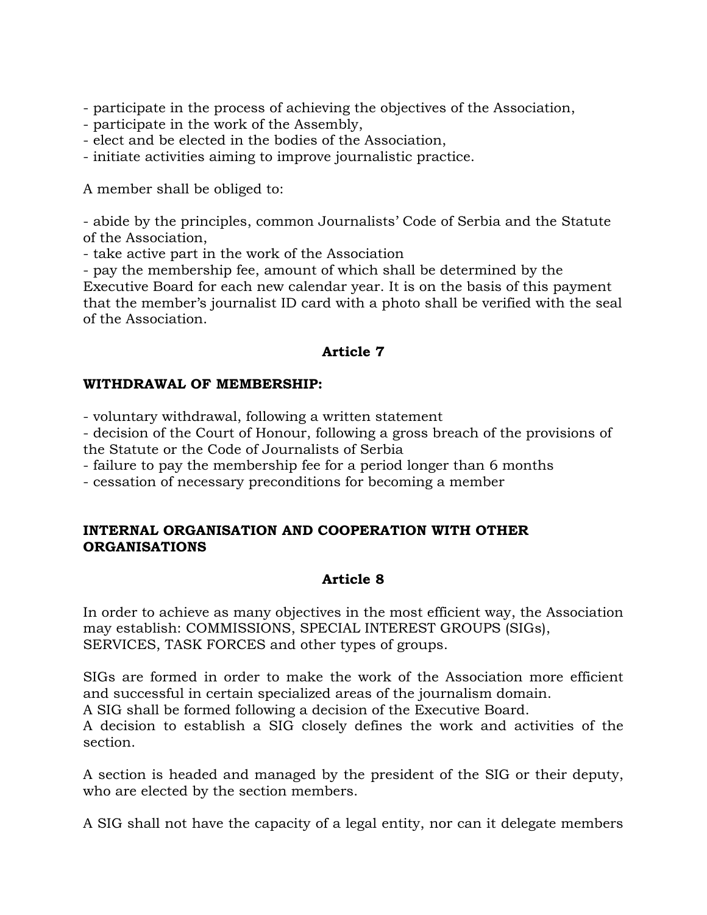- participate in the process of achieving the objectives of the Association,
- participate in the work of the Assembly,
- elect and be elected in the bodies of the Association,
- initiate activities aiming to improve journalistic practice.

A member shall be obliged to:

- abide by the principles, common Journalists' Code of Serbia and the Statute of the Association,
- take active part in the work of the Association
- pay the membership fee, amount of which shall be determined by the Executive Board for each new calendar year. It is on the basis of this payment that the member's journalist ID card with a photo shall be verified with the seal of the Association.

### Article 7

**WITHDRAWAL OF MEMBERSHIP:**

- voluntary withdrawal, following a written statement
- decision of the Court of Honour, following a gross breach of the provisions of the Statute or the Code of Journalists of Serbia
- failure to pay the membership fee for a period longer than 6 months
- cessation of necessary preconditions for becoming a member

## INTERNAL ORGANISATION AND COOPERATION WITH OTHER ORGANISATIONS

### Article 8

In order to achieve as many objectives in the most efficient way, the Association may establish: COMMISSIONS, SPECIAL INTEREST GROUPS (SIGs), SERVICES, TASK FORCES and other types of groups.

SIGs are formed in order to make the work of the Association more efficient and successful in certain specialized areas of the journalism domain.
A SIG shall be formed following a decision of the Executive Board.
A decision to establish a SIG closely defines the work and activities of the section.

A section is headed and managed by the president of the SIG or their deputy, who are elected by the section members.

A SIG shall not have the capacity of a legal entity, nor can it delegate members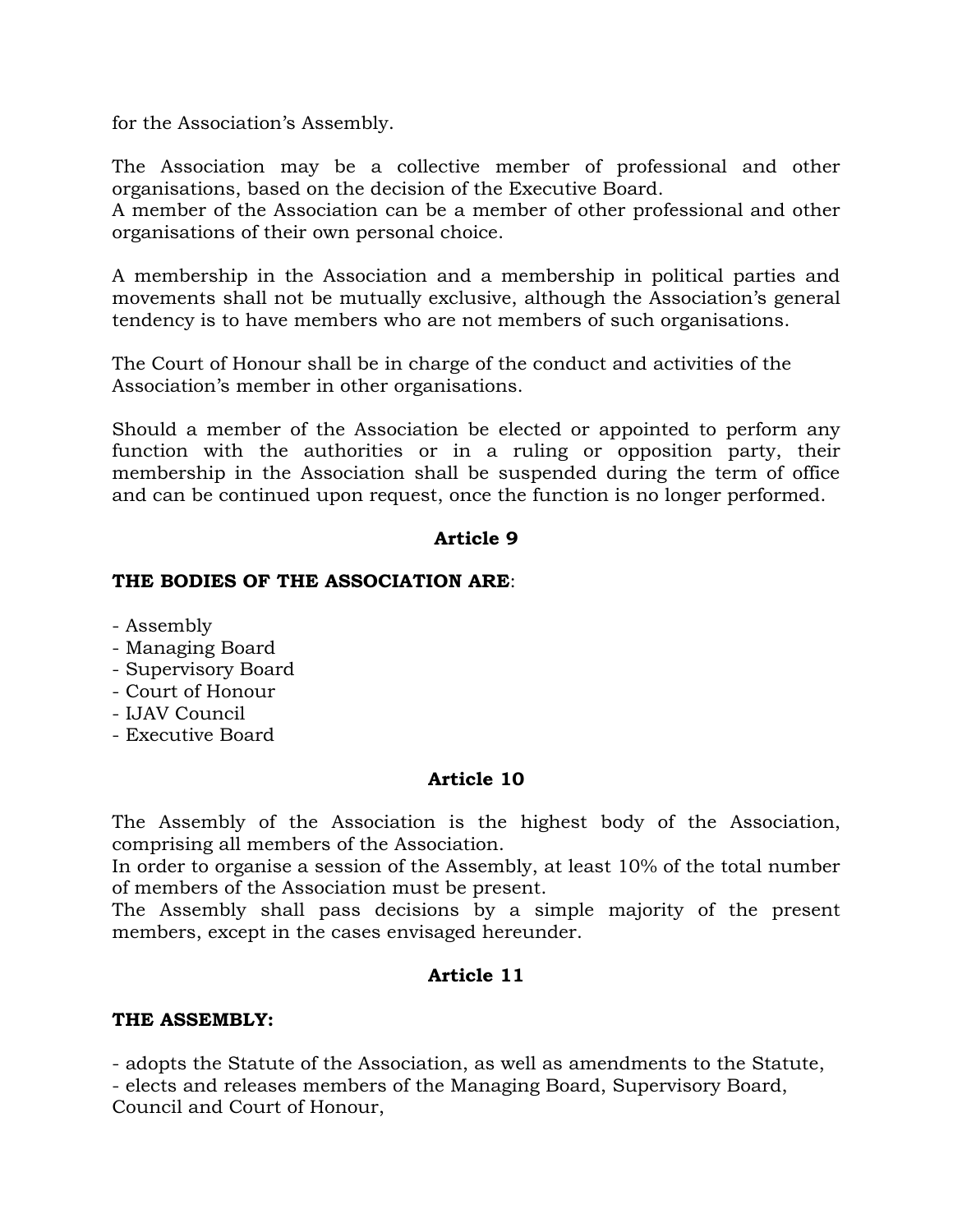for the Association's Assembly.

The Association may be a collective member of professional and other organisations, based on the decision of the Executive Board.
A member of the Association can be a member of other professional and other organisations of their own personal choice.

A membership in the Association and a membership in political parties and movements shall not be mutually exclusive, although the Association's general tendency is to have members who are not members of such organisations.

The Court of Honour shall be in charge of the conduct and activities of the Association's member in other organisations.

Should a member of the Association be elected or appointed to perform any function with the authorities or in a ruling or opposition party, their membership in the Association shall be suspended during the term of office and can be continued upon request, once the function is no longer performed.

**Article 9**

**THE BODIES OF THE ASSOCIATION ARE**:

- Assembly
- Managing Board
- Supervisory Board
- Court of Honour
- IJAV Council
- Executive Board

**Article 10**

The Assembly of the Association is the highest body of the Association, comprising all members of the Association.
In order to organise a session of the Assembly, at least 10% of the total number of members of the Association must be present.
The Assembly shall pass decisions by a simple majority of the present members, except in the cases envisaged hereunder.

**Article 11**

**THE ASSEMBLY:**

- adopts the Statute of the Association, as well as amendments to the Statute,
- elects and releases members of the Managing Board, Supervisory Board, Council and Court of Honour,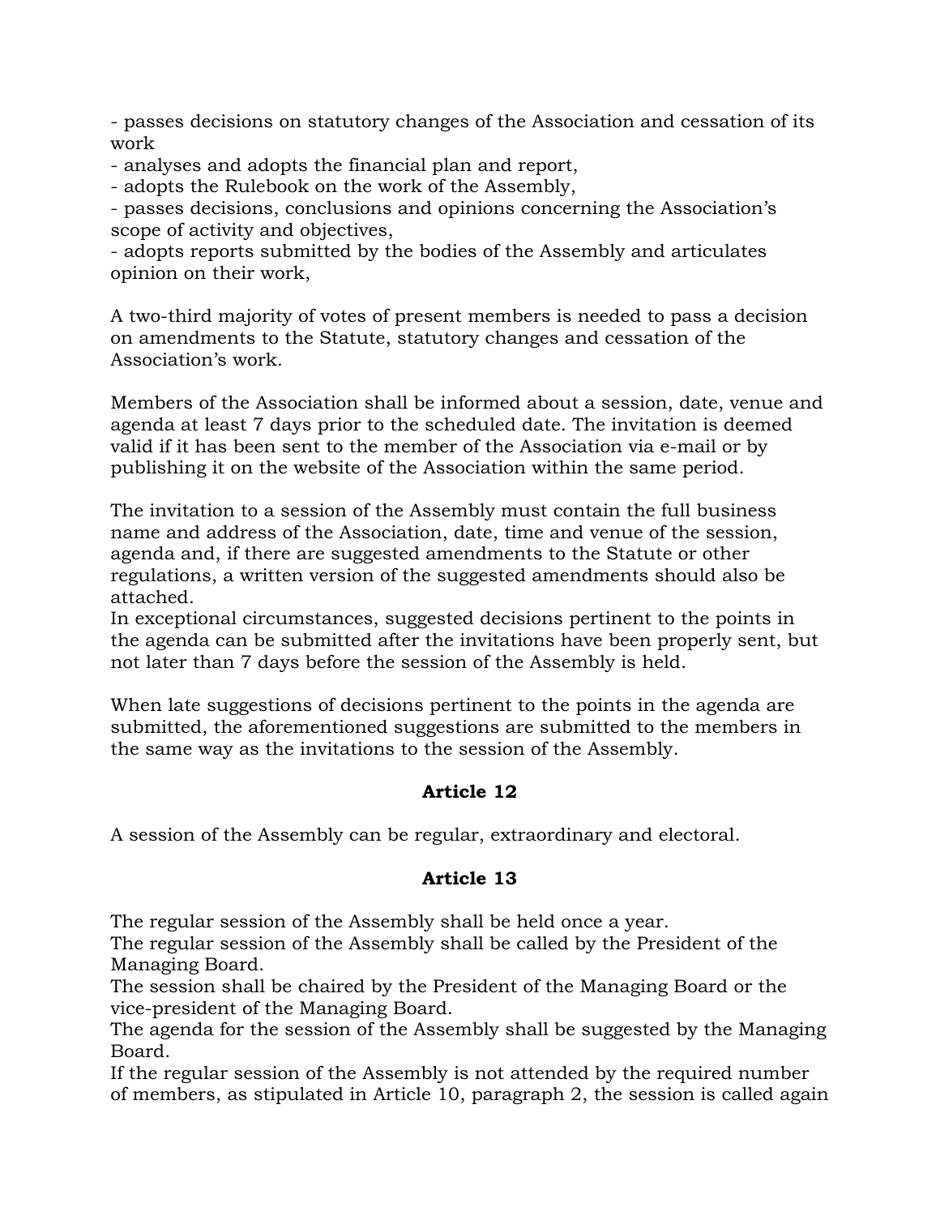- passes decisions on statutory changes of the Association and cessation of its work
- analyses and adopts the financial plan and report,
- adopts the Rulebook on the work of the Assembly,
- passes decisions, conclusions and opinions concerning the Association's scope of activity and objectives,
- adopts reports submitted by the bodies of the Assembly and articulates opinion on their work,

A two-third majority of votes of present members is needed to pass a decision on amendments to the Statute, statutory changes and cessation of the Association's work.

Members of the Association shall be informed about a session, date, venue and agenda at least 7 days prior to the scheduled date. The invitation is deemed valid if it has been sent to the member of the Association via e-mail or by publishing it on the website of the Association within the same period.

The invitation to a session of the Assembly must contain the full business name and address of the Association, date, time and venue of the session, agenda and, if there are suggested amendments to the Statute or other regulations, a written version of the suggested amendments should also be attached.
In exceptional circumstances, suggested decisions pertinent to the points in the agenda can be submitted after the invitations have been properly sent, but not later than 7 days before the session of the Assembly is held.

When late suggestions of decisions pertinent to the points in the agenda are submitted, the aforementioned suggestions are submitted to the members in the same way as the invitations to the session of the Assembly.

**Article 12**

A session of the Assembly can be regular, extraordinary and electoral.

**Article 13**

The regular session of the Assembly shall be held once a year.
The regular session of the Assembly shall be called by the President of the Managing Board.
The session shall be chaired by the President of the Managing Board or the vice-president of the Managing Board.
The agenda for the session of the Assembly shall be suggested by the Managing Board.
If the regular session of the Assembly is not attended by the required number of members, as stipulated in Article 10, paragraph 2, the session is called again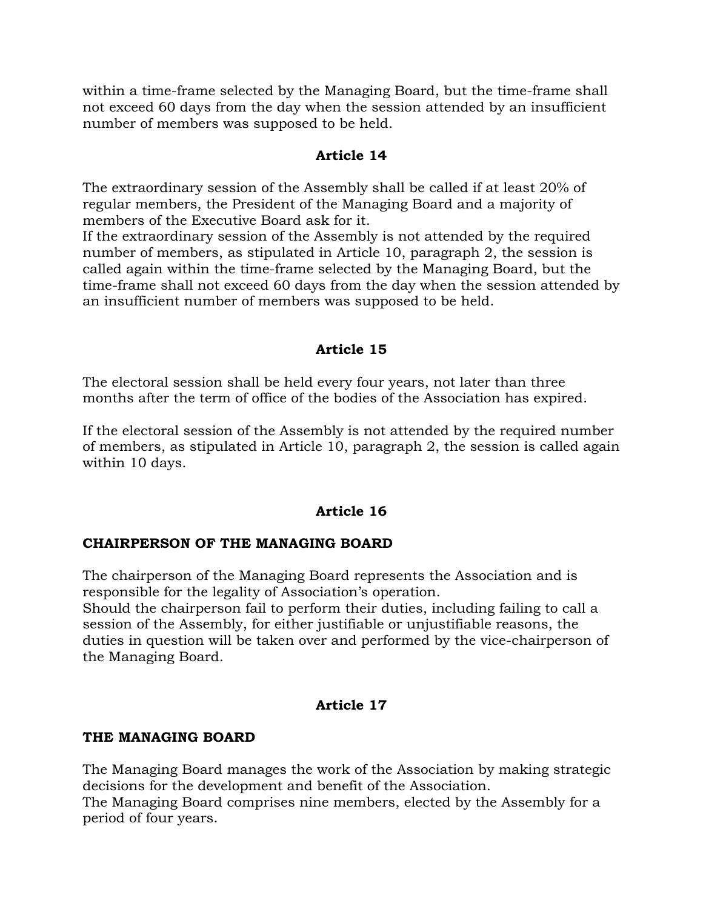within a time-frame selected by the Managing Board, but the time-frame shall not exceed 60 days from the day when the session attended by an insufficient number of members was supposed to be held.

### Article 14

The extraordinary session of the Assembly shall be called if at least 20% of regular members, the President of the Managing Board and a majority of members of the Executive Board ask for it.
If the extraordinary session of the Assembly is not attended by the required number of members, as stipulated in Article 10, paragraph 2, the session is called again within the time-frame selected by the Managing Board, but the time-frame shall not exceed 60 days from the day when the session attended by an insufficient number of members was supposed to be held.

### Article 15

The electoral session shall be held every four years, not later than three months after the term of office of the bodies of the Association has expired.

If the electoral session of the Assembly is not attended by the required number of members, as stipulated in Article 10, paragraph 2, the session is called again within 10 days.

### Article 16

**CHAIRPERSON OF THE MANAGING BOARD**

The chairperson of the Managing Board represents the Association and is responsible for the legality of Association's operation.
Should the chairperson fail to perform their duties, including failing to call a session of the Assembly, for either justifiable or unjustifiable reasons, the duties in question will be taken over and performed by the vice-chairperson of the Managing Board.

### Article 17

**THE MANAGING BOARD**

The Managing Board manages the work of the Association by making strategic decisions for the development and benefit of the Association.
The Managing Board comprises nine members, elected by the Assembly for a period of four years.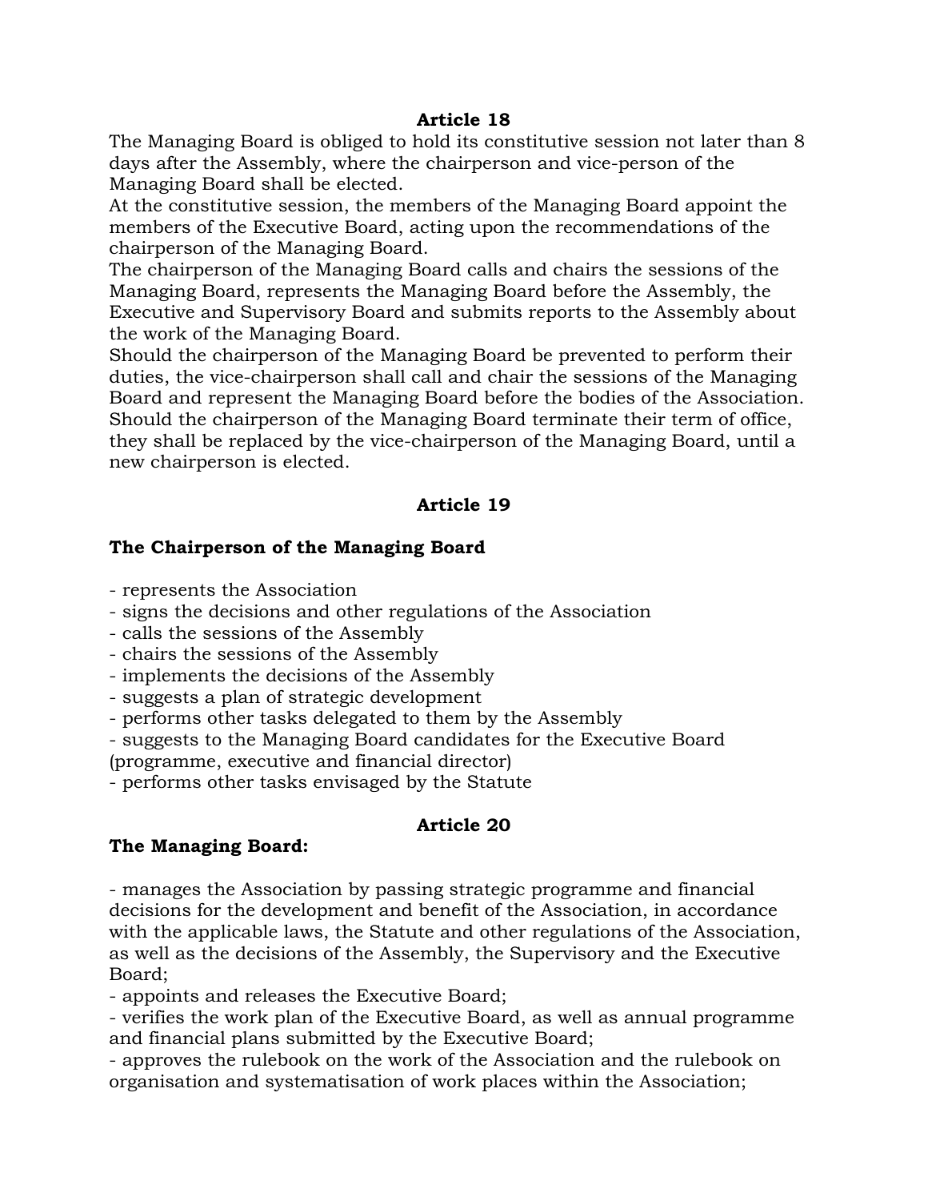## Article 18

The Managing Board is obliged to hold its constitutive session not later than 8 days after the Assembly, where the chairperson and vice-person of the Managing Board shall be elected.
At the constitutive session, the members of the Managing Board appoint the members of the Executive Board, acting upon the recommendations of the chairperson of the Managing Board.
The chairperson of the Managing Board calls and chairs the sessions of the Managing Board, represents the Managing Board before the Assembly, the Executive and Supervisory Board and submits reports to the Assembly about the work of the Managing Board.
Should the chairperson of the Managing Board be prevented to perform their duties, the vice-chairperson shall call and chair the sessions of the Managing Board and represent the Managing Board before the bodies of the Association.
Should the chairperson of the Managing Board terminate their term of office, they shall be replaced by the vice-chairperson of the Managing Board, until a new chairperson is elected.

## Article 19

**The Chairperson of the Managing Board**

- represents the Association
- signs the decisions and other regulations of the Association
- calls the sessions of the Assembly
- chairs the sessions of the Assembly
- implements the decisions of the Assembly
- suggests a plan of strategic development
- performs other tasks delegated to them by the Assembly
- suggests to the Managing Board candidates for the Executive Board (programme, executive and financial director)
- performs other tasks envisaged by the Statute

## Article 20

**The Managing Board:**

- manages the Association by passing strategic programme and financial decisions for the development and benefit of the Association, in accordance with the applicable laws, the Statute and other regulations of the Association, as well as the decisions of the Assembly, the Supervisory and the Executive Board;
- appoints and releases the Executive Board;
- verifies the work plan of the Executive Board, as well as annual programme and financial plans submitted by the Executive Board;
- approves the rulebook on the work of the Association and the rulebook on organisation and systematisation of work places within the Association;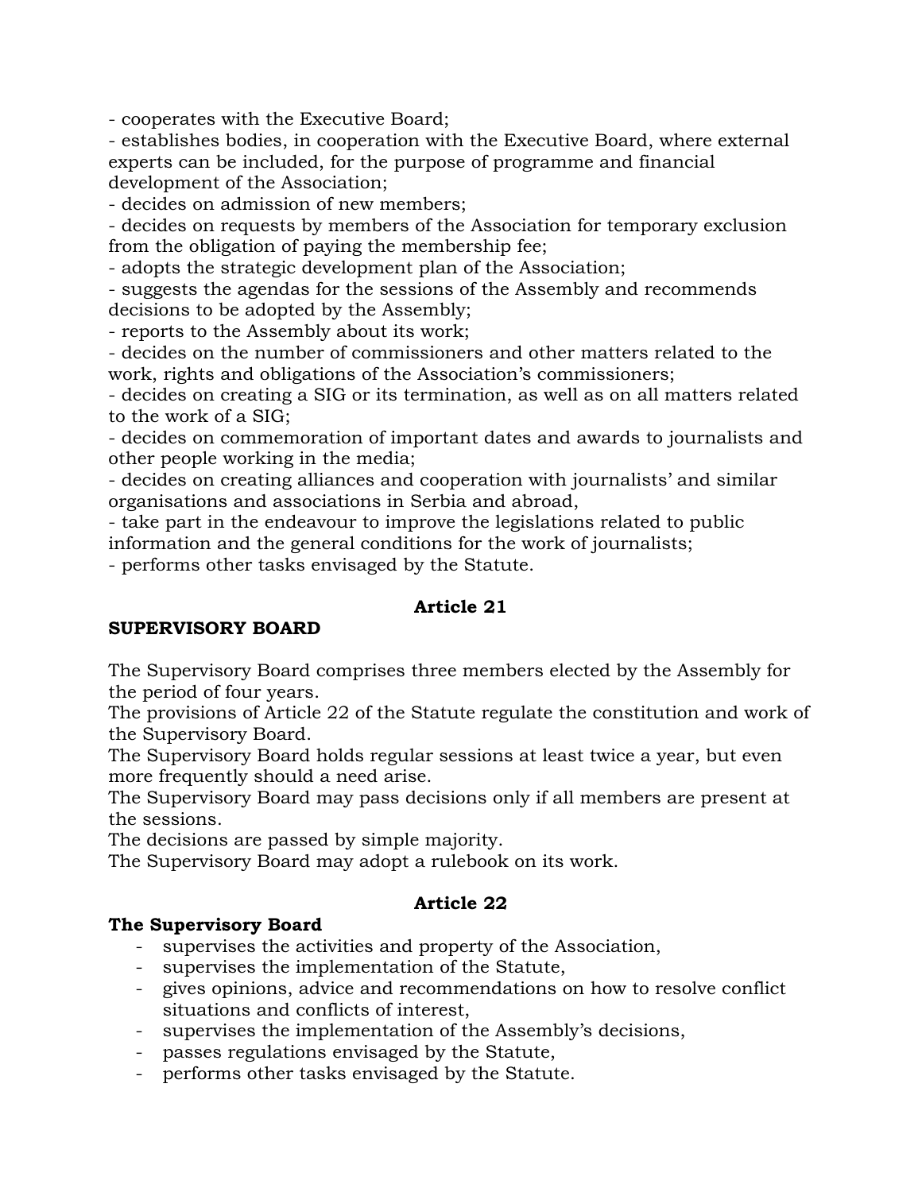- cooperates with the Executive Board;
- establishes bodies, in cooperation with the Executive Board, where external experts can be included, for the purpose of programme and financial development of the Association;
- decides on admission of new members;
- decides on requests by members of the Association for temporary exclusion from the obligation of paying the membership fee;
- adopts the strategic development plan of the Association;
- suggests the agendas for the sessions of the Assembly and recommends decisions to be adopted by the Assembly;
- reports to the Assembly about its work;
- decides on the number of commissioners and other matters related to the work, rights and obligations of the Association's commissioners;
- decides on creating a SIG or its termination, as well as on all matters related to the work of a SIG;
- decides on commemoration of important dates and awards to journalists and other people working in the media;
- decides on creating alliances and cooperation with journalists' and similar organisations and associations in Serbia and abroad,
- take part in the endeavour to improve the legislations related to public information and the general conditions for the work of journalists;
- performs other tasks envisaged by the Statute.

### Article 21

**SUPERVISORY BOARD**

The Supervisory Board comprises three members elected by the Assembly for the period of four years.
The provisions of Article 22 of the Statute regulate the constitution and work of the Supervisory Board.
The Supervisory Board holds regular sessions at least twice a year, but even more frequently should a need arise.
The Supervisory Board may pass decisions only if all members are present at the sessions.
The decisions are passed by simple majority.
The Supervisory Board may adopt a rulebook on its work.

### Article 22

**The Supervisory Board**

- supervises the activities and property of the Association,
- supervises the implementation of the Statute,
- gives opinions, advice and recommendations on how to resolve conflict situations and conflicts of interest,
- supervises the implementation of the Assembly's decisions,
- passes regulations envisaged by the Statute,
- performs other tasks envisaged by the Statute.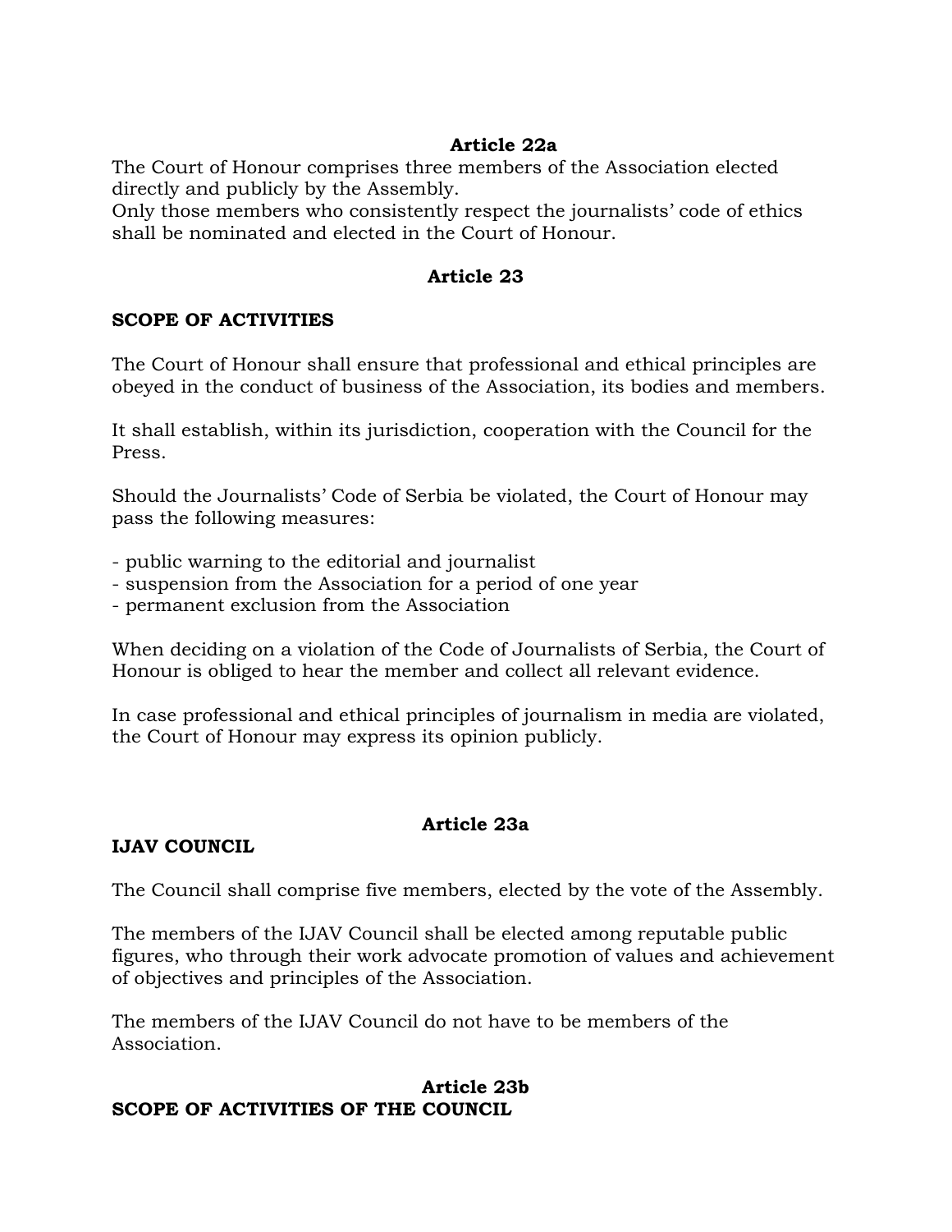**Article 22a**

The Court of Honour comprises three members of the Association elected directly and publicly by the Assembly.
Only those members who consistently respect the journalists' code of ethics shall be nominated and elected in the Court of Honour.

**Article 23**

**SCOPE OF ACTIVITIES**

The Court of Honour shall ensure that professional and ethical principles are obeyed in the conduct of business of the Association, its bodies and members.

It shall establish, within its jurisdiction, cooperation with the Council for the Press.

Should the Journalists' Code of Serbia be violated, the Court of Honour may pass the following measures:

- public warning to the editorial and journalist
- suspension from the Association for a period of one year
- permanent exclusion from the Association

When deciding on a violation of the Code of Journalists of Serbia, the Court of Honour is obliged to hear the member and collect all relevant evidence.

In case professional and ethical principles of journalism in media are violated, the Court of Honour may express its opinion publicly.

**Article 23a**

**IJAV COUNCIL**

The Council shall comprise five members, elected by the vote of the Assembly.

The members of the IJAV Council shall be elected among reputable public figures, who through their work advocate promotion of values and achievement of objectives and principles of the Association.

The members of the IJAV Council do not have to be members of the Association.

**Article 23b**

**SCOPE OF ACTIVITIES OF THE COUNCIL**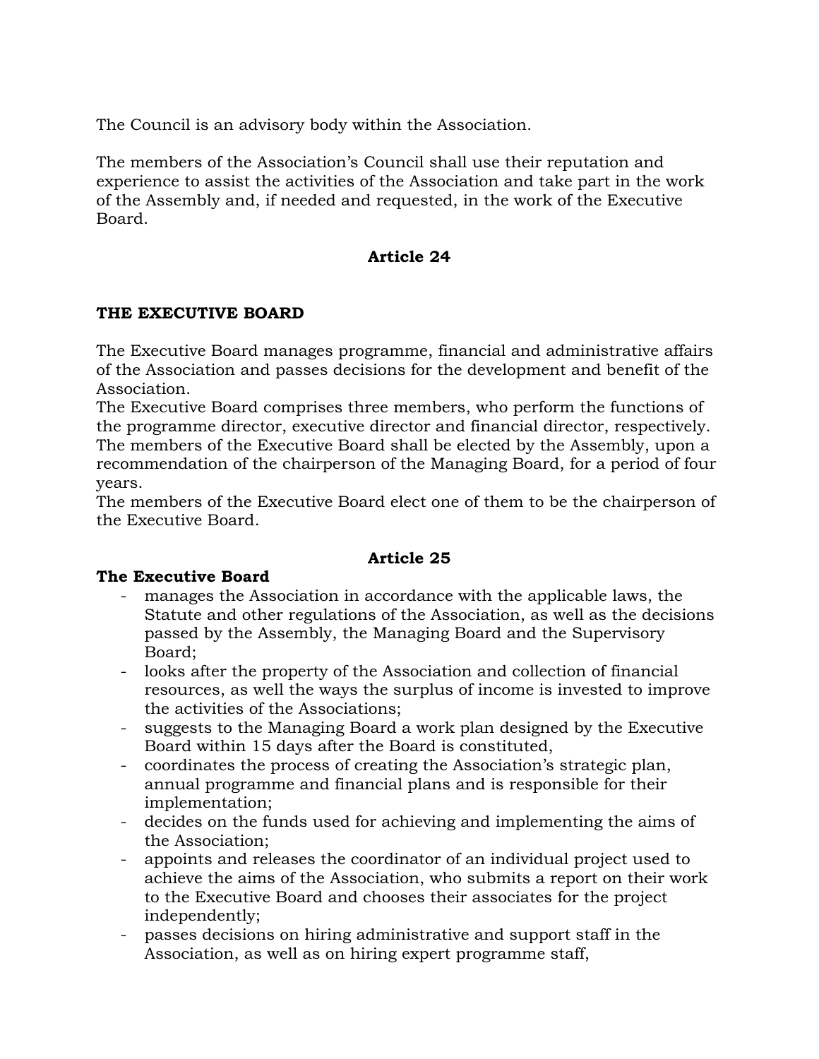The Council is an advisory body within the Association.

The members of the Association's Council shall use their reputation and experience to assist the activities of the Association and take part in the work of the Assembly and, if needed and requested, in the work of the Executive Board.

### Article 24

**THE EXECUTIVE BOARD**

The Executive Board manages programme, financial and administrative affairs of the Association and passes decisions for the development and benefit of the Association.
The Executive Board comprises three members, who perform the functions of the programme director, executive director and financial director, respectively.
The members of the Executive Board shall be elected by the Assembly, upon a recommendation of the chairperson of the Managing Board, for a period of four years.
The members of the Executive Board elect one of them to be the chairperson of the Executive Board.

### Article 25

**The Executive Board**

- manages the Association in accordance with the applicable laws, the Statute and other regulations of the Association, as well as the decisions passed by the Assembly, the Managing Board and the Supervisory Board;
- looks after the property of the Association and collection of financial resources, as well the ways the surplus of income is invested to improve the activities of the Associations;
- suggests to the Managing Board a work plan designed by the Executive Board within 15 days after the Board is constituted,
- coordinates the process of creating the Association's strategic plan, annual programme and financial plans and is responsible for their implementation;
- decides on the funds used for achieving and implementing the aims of the Association;
- appoints and releases the coordinator of an individual project used to achieve the aims of the Association, who submits a report on their work to the Executive Board and chooses their associates for the project independently;
- passes decisions on hiring administrative and support staff in the Association, as well as on hiring expert programme staff,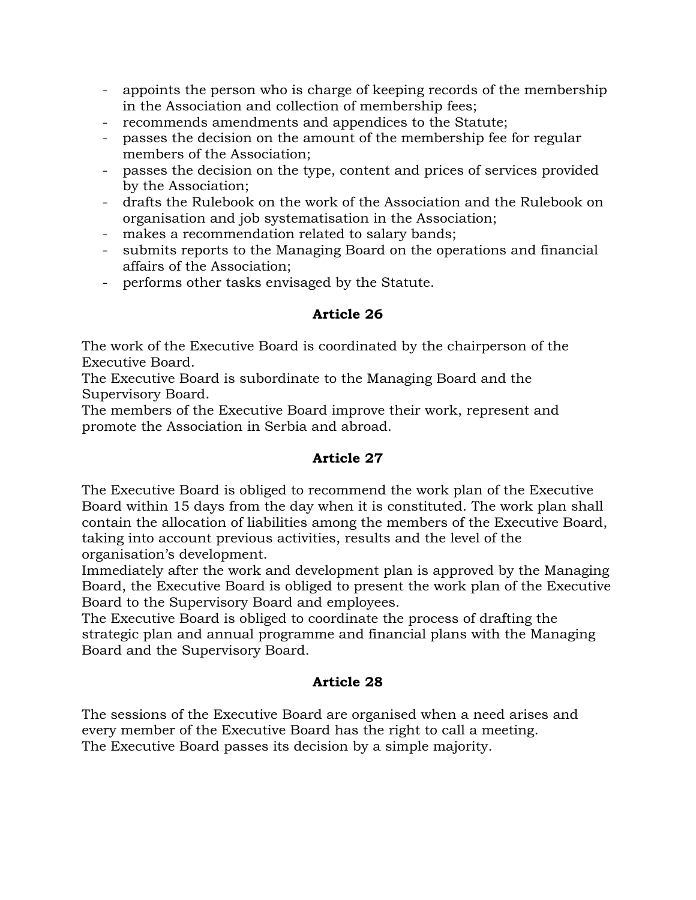- appoints the person who is charge of keeping records of the membership in the Association and collection of membership fees;
- recommends amendments and appendices to the Statute;
- passes the decision on the amount of the membership fee for regular members of the Association;
- passes the decision on the type, content and prices of services provided by the Association;
- drafts the Rulebook on the work of the Association and the Rulebook on organisation and job systematisation in the Association;
- makes a recommendation related to salary bands;
- submits reports to the Managing Board on the operations and financial affairs of the Association;
- performs other tasks envisaged by the Statute.

**Article 26**

The work of the Executive Board is coordinated by the chairperson of the Executive Board.
The Executive Board is subordinate to the Managing Board and the Supervisory Board.
The members of the Executive Board improve their work, represent and promote the Association in Serbia and abroad.

**Article 27**

The Executive Board is obliged to recommend the work plan of the Executive Board within 15 days from the day when it is constituted. The work plan shall contain the allocation of liabilities among the members of the Executive Board, taking into account previous activities, results and the level of the organisation's development.
Immediately after the work and development plan is approved by the Managing Board, the Executive Board is obliged to present the work plan of the Executive Board to the Supervisory Board and employees.
The Executive Board is obliged to coordinate the process of drafting the strategic plan and annual programme and financial plans with the Managing Board and the Supervisory Board.

**Article 28**

The sessions of the Executive Board are organised when a need arises and every member of the Executive Board has the right to call a meeting.
The Executive Board passes its decision by a simple majority.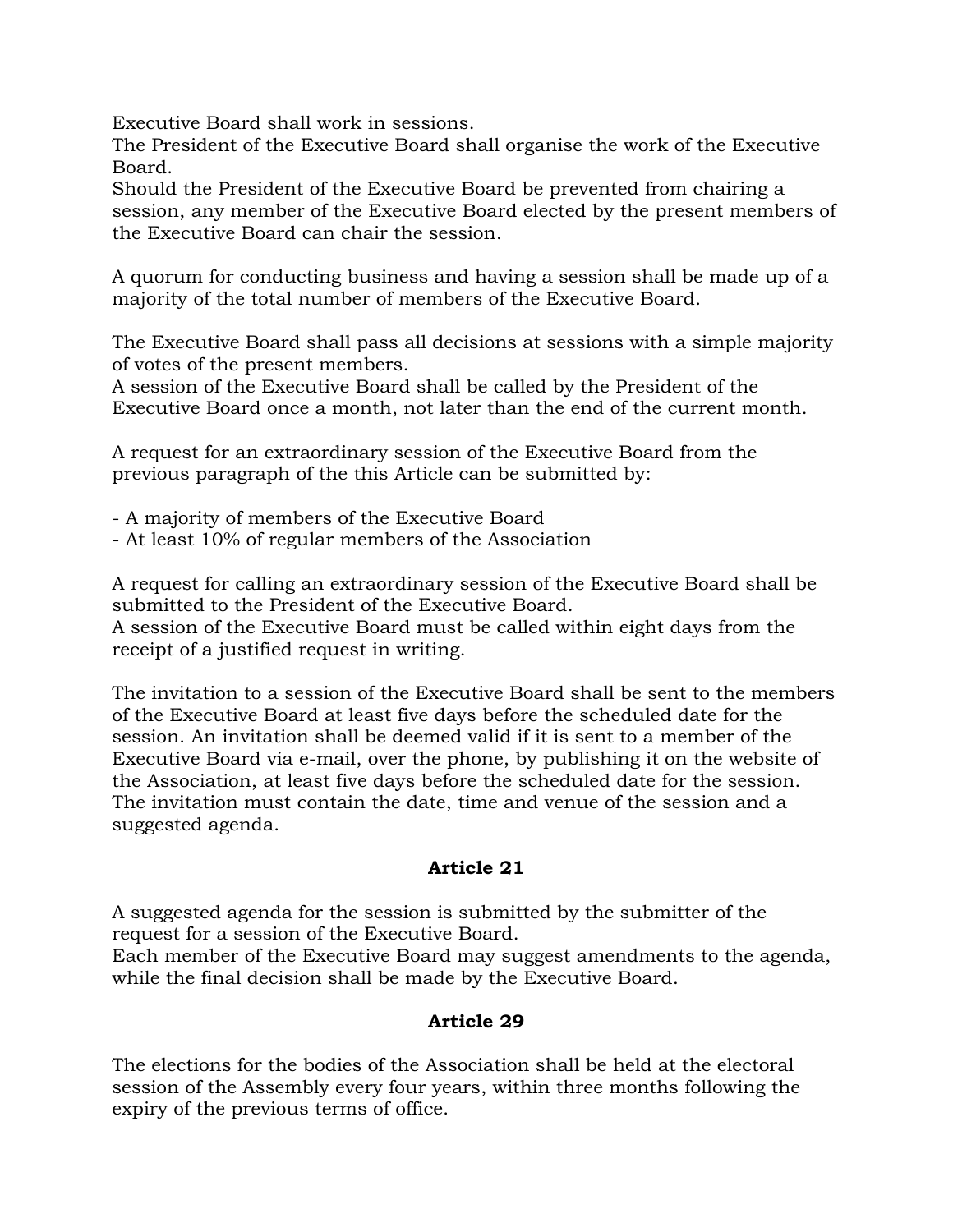Executive Board shall work in sessions.
The President of the Executive Board shall organise the work of the Executive Board.
Should the President of the Executive Board be prevented from chairing a session, any member of the Executive Board elected by the present members of the Executive Board can chair the session.

A quorum for conducting business and having a session shall be made up of a majority of the total number of members of the Executive Board.

The Executive Board shall pass all decisions at sessions with a simple majority of votes of the present members.
A session of the Executive Board shall be called by the President of the Executive Board once a month, not later than the end of the current month.

A request for an extraordinary session of the Executive Board from the previous paragraph of the this Article can be submitted by:

- A majority of members of the Executive Board
- At least 10% of regular members of the Association

A request for calling an extraordinary session of the Executive Board shall be submitted to the President of the Executive Board.
A session of the Executive Board must be called within eight days from the receipt of a justified request in writing.

The invitation to a session of the Executive Board shall be sent to the members of the Executive Board at least five days before the scheduled date for the session. An invitation shall be deemed valid if it is sent to a member of the Executive Board via e-mail, over the phone, by publishing it on the website of the Association, at least five days before the scheduled date for the session. The invitation must contain the date, time and venue of the session and a suggested agenda.

**Article 21**

A suggested agenda for the session is submitted by the submitter of the request for a session of the Executive Board.
Each member of the Executive Board may suggest amendments to the agenda, while the final decision shall be made by the Executive Board.

**Article 29**

The elections for the bodies of the Association shall be held at the electoral session of the Assembly every four years, within three months following the expiry of the previous terms of office.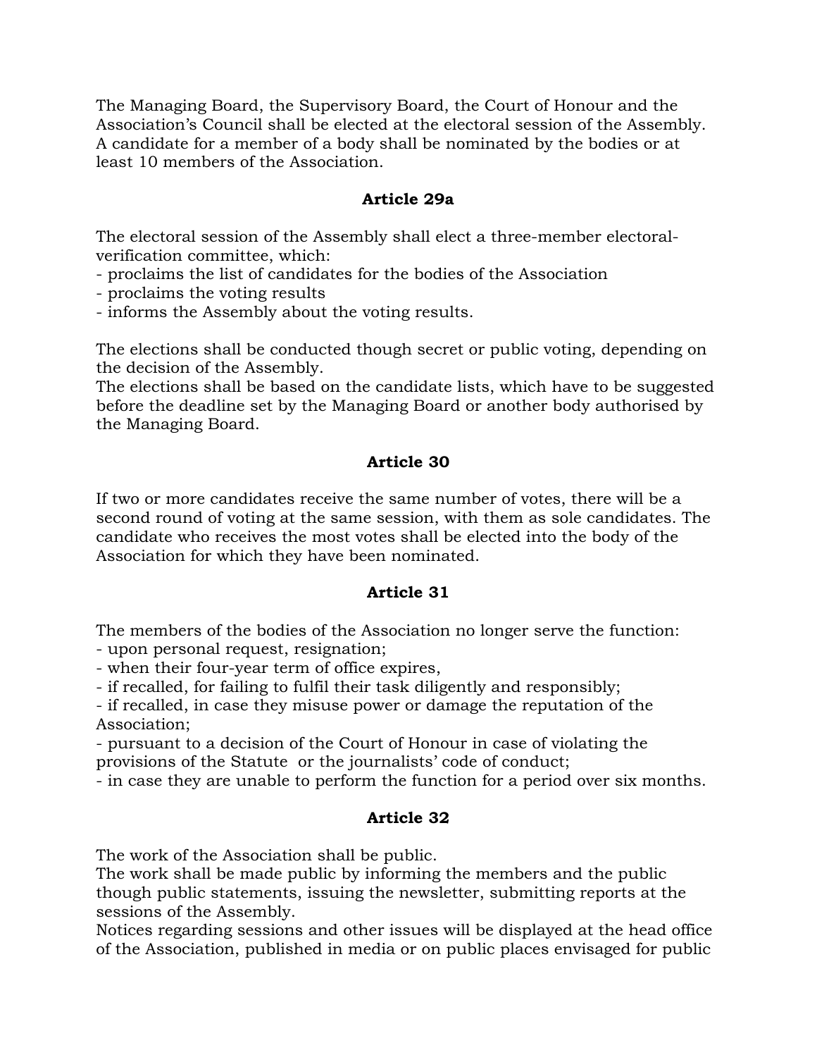The Managing Board, the Supervisory Board, the Court of Honour and the Association's Council shall be elected at the electoral session of the Assembly. A candidate for a member of a body shall be nominated by the bodies or at least 10 members of the Association.

### Article 29a

The electoral session of the Assembly shall elect a three-member electoral-verification committee, which:
- proclaims the list of candidates for the bodies of the Association
- proclaims the voting results
- informs the Assembly about the voting results.

The elections shall be conducted though secret or public voting, depending on the decision of the Assembly.
The elections shall be based on the candidate lists, which have to be suggested before the deadline set by the Managing Board or another body authorised by the Managing Board.

### Article 30

If two or more candidates receive the same number of votes, there will be a second round of voting at the same session, with them as sole candidates. The candidate who receives the most votes shall be elected into the body of the Association for which they have been nominated.

### Article 31

The members of the bodies of the Association no longer serve the function:
- upon personal request, resignation;
- when their four-year term of office expires,
- if recalled, for failing to fulfil their task diligently and responsibly;
- if recalled, in case they misuse power or damage the reputation of the Association;
- pursuant to a decision of the Court of Honour in case of violating the provisions of the Statute or the journalists' code of conduct;
- in case they are unable to perform the function for a period over six months.

### Article 32

The work of the Association shall be public.
The work shall be made public by informing the members and the public though public statements, issuing the newsletter, submitting reports at the sessions of the Assembly.
Notices regarding sessions and other issues will be displayed at the head office of the Association, published in media or on public places envisaged for public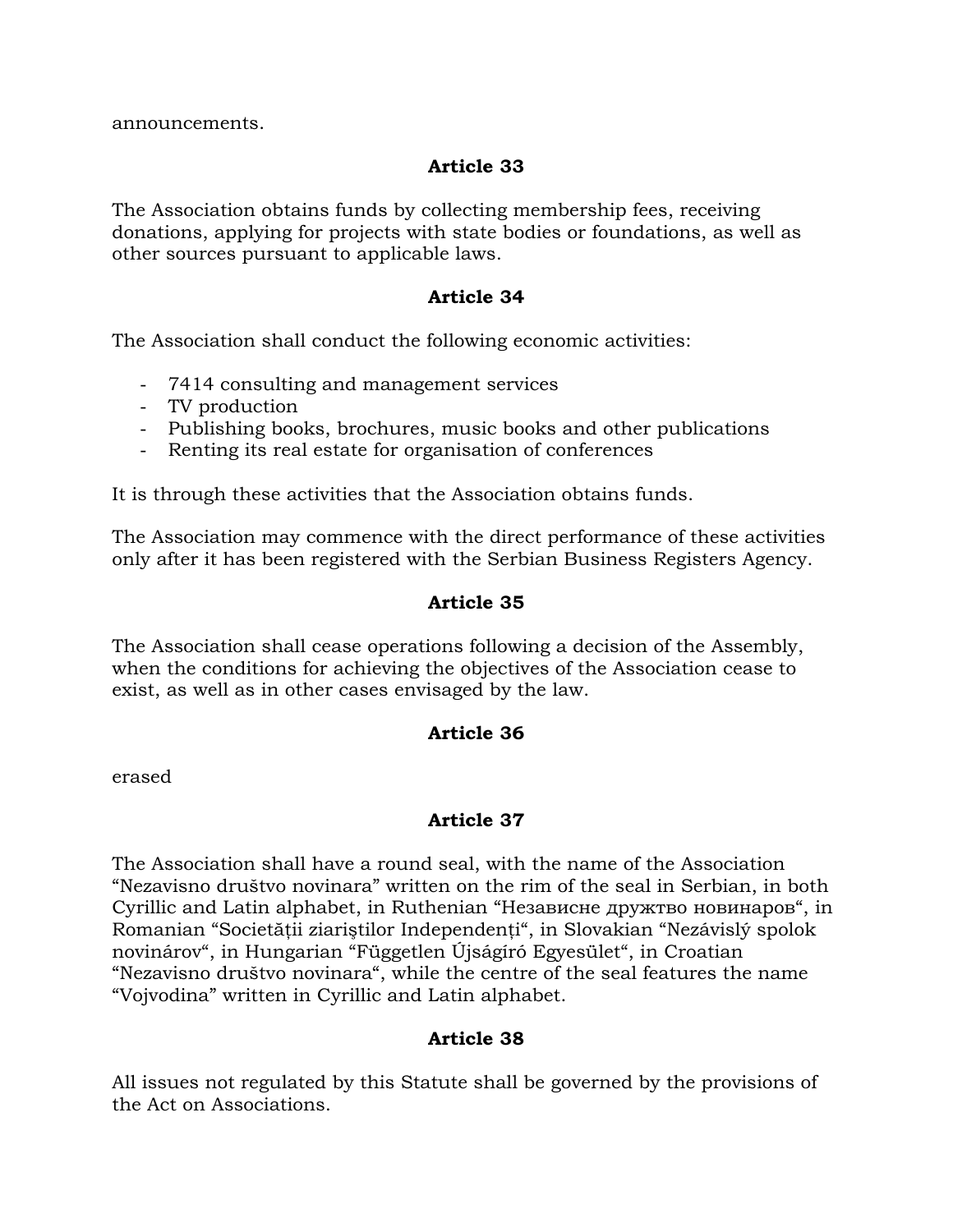announcements.

**Article 33**

The Association obtains funds by collecting membership fees, receiving donations, applying for projects with state bodies or foundations, as well as other sources pursuant to applicable laws.

**Article 34**

The Association shall conduct the following economic activities:

- 7414 consulting and management services
- TV production
- Publishing books, brochures, music books and other publications
- Renting its real estate for organisation of conferences

It is through these activities that the Association obtains funds.

The Association may commence with the direct performance of these activities only after it has been registered with the Serbian Business Registers Agency.

**Article 35**

The Association shall cease operations following a decision of the Assembly, when the conditions for achieving the objectives of the Association cease to exist, as well as in other cases envisaged by the law.

**Article 36**

erased

**Article 37**

The Association shall have a round seal, with the name of the Association "Nezavisno društvo novinara" written on the rim of the seal in Serbian, in both Cyrillic and Latin alphabet, in Ruthenian "Независне дружтво новинаров", in Romanian "Societății ziariştilor Independenți", in Slovakian "Nezávislý spolok novinárov", in Hungarian "Független Újságíró Egyesület", in Croatian "Nezavisno društvo novinara", while the centre of the seal features the name "Vojvodina" written in Cyrillic and Latin alphabet.

**Article 38**

All issues not regulated by this Statute shall be governed by the provisions of the Act on Associations.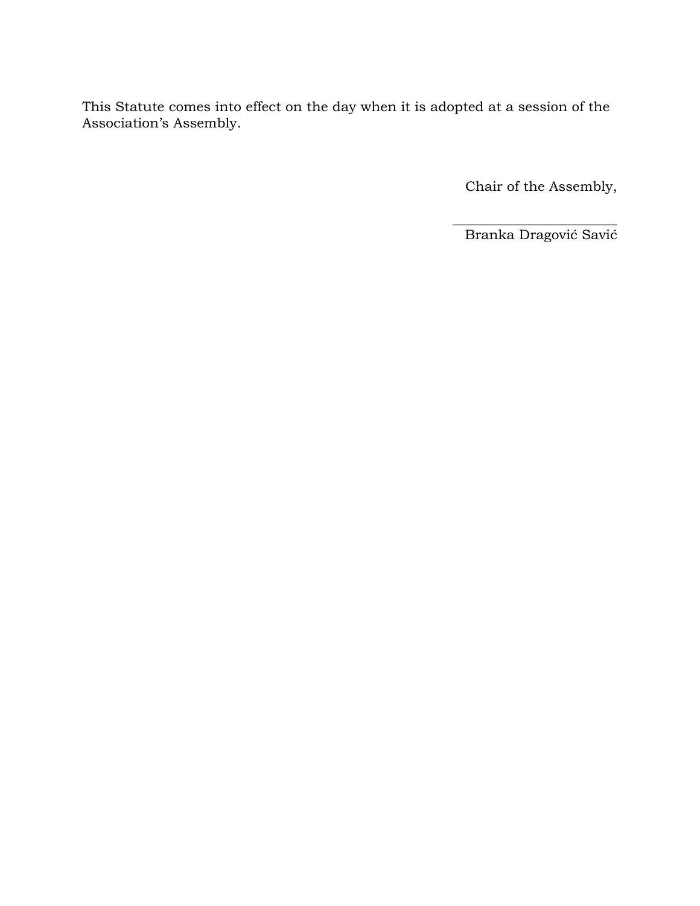This Statute comes into effect on the day when it is adopted at a session of the Association's Assembly.

Chair of the Assembly,

\_\_\_\_\_\_\_\_\_\_\_\_\_\_\_\_\_\_\_\_\_\_\_\_

Branka Dragović Savić